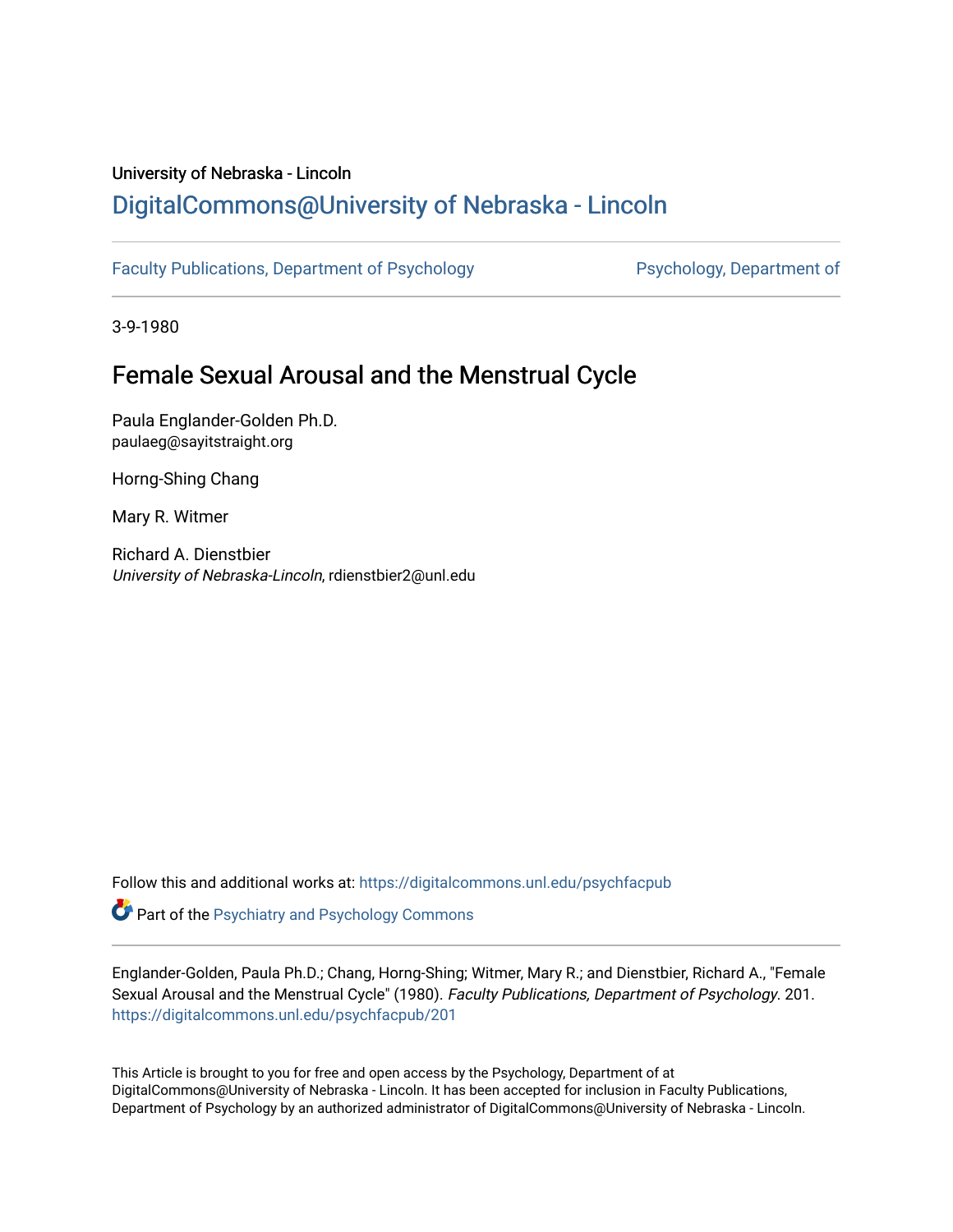University of Nebraska - Lincoln

# DigitalCommons@University of Nebraska - Lincoln

Faculty Publications, Department of Psychology

Psychology, Department of

3-9-1980

## Female Sexual Arousal and the Menstrual Cycle

Paula Englander-Golden Ph.D.
paulaeg@sayitstraight.org

Horng-Shing Chang

Mary R. Witmer

Richard A. Dienstbier
*University of Nebraska-Lincoln*, rdienstbier2@unl.edu

Follow this and additional works at: https://digitalcommons.unl.edu/psychfacpub

Part of the Psychiatry and Psychology Commons

Englander-Golden, Paula Ph.D.; Chang, Horng-Shing; Witmer, Mary R.; and Dienstbier, Richard A., "Female Sexual Arousal and the Menstrual Cycle" (1980). *Faculty Publications, Department of Psychology*. 201.
https://digitalcommons.unl.edu/psychfacpub/201

This Article is brought to you for free and open access by the Psychology, Department of at DigitalCommons@University of Nebraska - Lincoln. It has been accepted for inclusion in Faculty Publications, Department of Psychology by an authorized administrator of DigitalCommons@University of Nebraska - Lincoln.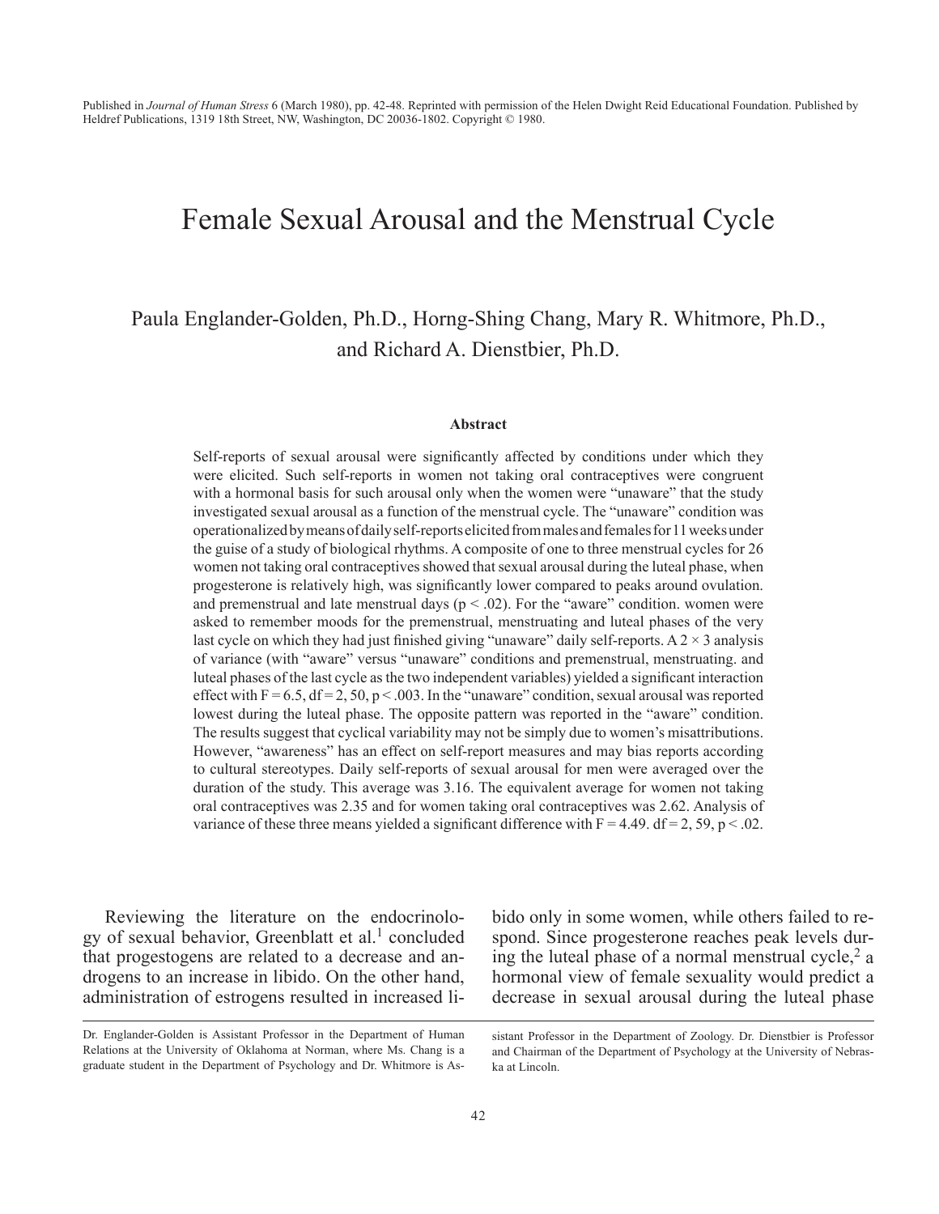Published in *Journal of Human Stress* 6 (March 1980), pp. 42-48. Reprinted with permission of the Helen Dwight Reid Educational Foundation. Published by Heldref Publications, 1319 18th Street, NW, Washington, DC 20036-1802. Copyright © 1980.

# Female Sexual Arousal and the Menstrual Cycle

Paula Englander-Golden, Ph.D., Horng-Shing Chang, Mary R. Whitmore, Ph.D., and Richard A. Dienstbier, Ph.D.

### Abstract

Self-reports of sexual arousal were significantly affected by conditions under which they were elicited. Such self-reports in women not taking oral contraceptives were congruent with a hormonal basis for such arousal only when the women were "unaware" that the study investigated sexual arousal as a function of the menstrual cycle. The "unaware" condition was operationalized by means of daily self-reports elicited from males and females for 11 weeks under the guise of a study of biological rhythms. A composite of one to three menstrual cycles for 26 women not taking oral contraceptives showed that sexual arousal during the luteal phase, when progesterone is relatively high, was significantly lower compared to peaks around ovulation. and premenstrual and late menstrual days ($p < .02$). For the "aware" condition. women were asked to remember moods for the premenstrual, menstruating and luteal phases of the very last cycle on which they had just finished giving "unaware" daily self-reports. A $2 \times 3$ analysis of variance (with "aware" versus "unaware" conditions and premenstrual, menstruating. and luteal phases of the last cycle as the two independent variables) yielded a significant interaction effect with $F = 6.5$, $df = 2, 50$, $p < .003$. In the "unaware" condition, sexual arousal was reported lowest during the luteal phase. The opposite pattern was reported in the "aware" condition. The results suggest that cyclical variability may not be simply due to women's misattributions. However, "awareness" has an effect on self-report measures and may bias reports according to cultural stereotypes. Daily self-reports of sexual arousal for men were averaged over the duration of the study. This average was 3.16. The equivalent average for women not taking oral contraceptives was 2.35 and for women taking oral contraceptives was 2.62. Analysis of variance of these three means yielded a significant difference with $F = 4.49$. $df = 2, 59$, $p < .02$.

Reviewing the literature on the endocrinology of sexual behavior, Greenblatt et al.[1] concluded that progestogens are related to a decrease and androgens to an increase in libido. On the other hand, administration of estrogens resulted in increased libido only in some women, while others failed to respond. Since progesterone reaches peak levels during the luteal phase of a normal menstrual cycle,[2] a hormonal view of female sexuality would predict a decrease in sexual arousal during the luteal phase

Dr. Englander-Golden is Assistant Professor in the Department of Human Relations at the University of Oklahoma at Norman, where Ms. Chang is a graduate student in the Department of Psychology and Dr. Whitmore is Assistant Professor in the Department of Zoology. Dr. Dienstbier is Professor and Chairman of the Department of Psychology at the University of Nebraska at Lincoln.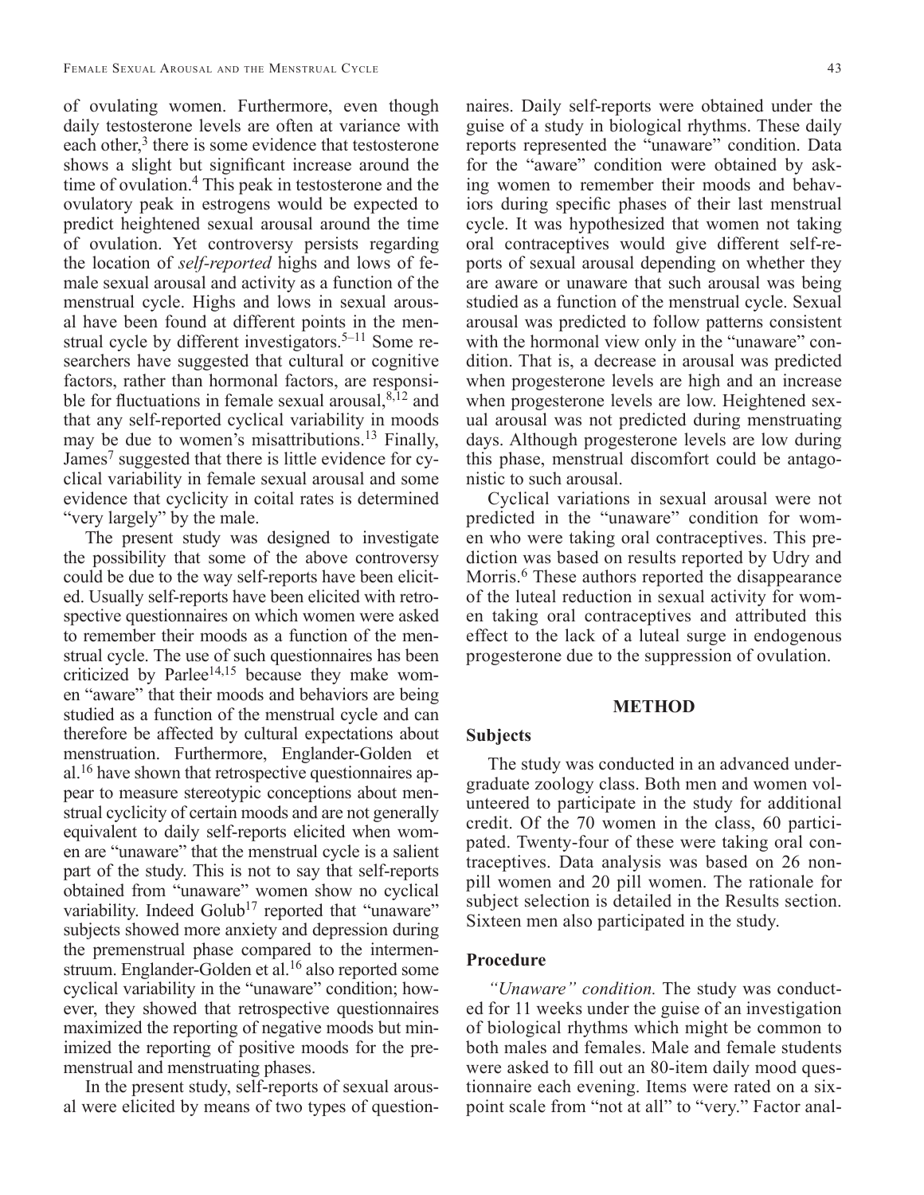of ovulating women. Furthermore, even though daily testosterone levels are often at variance with each other,[3] there is some evidence that testosterone shows a slight but significant increase around the time of ovulation.[4] This peak in testosterone and the ovulatory peak in estrogens would be expected to predict heightened sexual arousal around the time of ovulation. Yet controversy persists regarding the location of *self-reported* highs and lows of female sexual arousal and activity as a function of the menstrual cycle. Highs and lows in sexual arousal have been found at different points in the menstrual cycle by different investigators.[5–11] Some researchers have suggested that cultural or cognitive factors, rather than hormonal factors, are responsible for fluctuations in female sexual arousal,[8,12] and that any self-reported cyclical variability in moods may be due to women's misattributions.[13] Finally, James[7] suggested that there is little evidence for cyclical variability in female sexual arousal and some evidence that cyclicity in coital rates is determined "very largely" by the male.

The present study was designed to investigate the possibility that some of the above controversy could be due to the way self-reports have been elicited. Usually self-reports have been elicited with retrospective questionnaires on which women were asked to remember their moods as a function of the menstrual cycle. The use of such questionnaires has been criticized by Parlee[14,15] because they make women "aware" that their moods and behaviors are being studied as a function of the menstrual cycle and can therefore be affected by cultural expectations about menstruation. Furthermore, Englander-Golden et al.[16] have shown that retrospective questionnaires appear to measure stereotypic conceptions about menstrual cyclicity of certain moods and are not generally equivalent to daily self-reports elicited when women are "unaware" that the menstrual cycle is a salient part of the study. This is not to say that self-reports obtained from "unaware" women show no cyclical variability. Indeed Golub[17] reported that "unaware" subjects showed more anxiety and depression during the premenstrual phase compared to the intermenstruum. Englander-Golden et al.[16] also reported some cyclical variability in the "unaware" condition; however, they showed that retrospective questionnaires maximized the reporting of negative moods but minimized the reporting of positive moods for the premenstrual and menstruating phases.

In the present study, self-reports of sexual arousal were elicited by means of two types of questionnaires. Daily self-reports were obtained under the guise of a study in biological rhythms. These daily reports represented the "unaware" condition. Data for the "aware" condition were obtained by asking women to remember their moods and behaviors during specific phases of their last menstrual cycle. It was hypothesized that women not taking oral contraceptives would give different self-reports of sexual arousal depending on whether they are aware or unaware that such arousal was being studied as a function of the menstrual cycle. Sexual arousal was predicted to follow patterns consistent with the hormonal view only in the "unaware" condition. That is, a decrease in arousal was predicted when progesterone levels are high and an increase when progesterone levels are low. Heightened sexual arousal was not predicted during menstruating days. Although progesterone levels are low during this phase, menstrual discomfort could be antagonistic to such arousal.

Cyclical variations in sexual arousal were not predicted in the "unaware" condition for women who were taking oral contraceptives. This prediction was based on results reported by Udry and Morris.[6] These authors reported the disappearance of the luteal reduction in sexual activity for women taking oral contraceptives and attributed this effect to the lack of a luteal surge in endogenous progesterone due to the suppression of ovulation.

## METHOD

### Subjects

The study was conducted in an advanced undergraduate zoology class. Both men and women volunteered to participate in the study for additional credit. Of the 70 women in the class, 60 participated. Twenty-four of these were taking oral contraceptives. Data analysis was based on 26 nonpill women and 20 pill women. The rationale for subject selection is detailed in the Results section. Sixteen men also participated in the study.

### Procedure

*"Unaware" condition.* The study was conducted for 11 weeks under the guise of an investigation of biological rhythms which might be common to both males and females. Male and female students were asked to fill out an 80-item daily mood questionnaire each evening. Items were rated on a six-point scale from "not at all" to "very." Factor anal-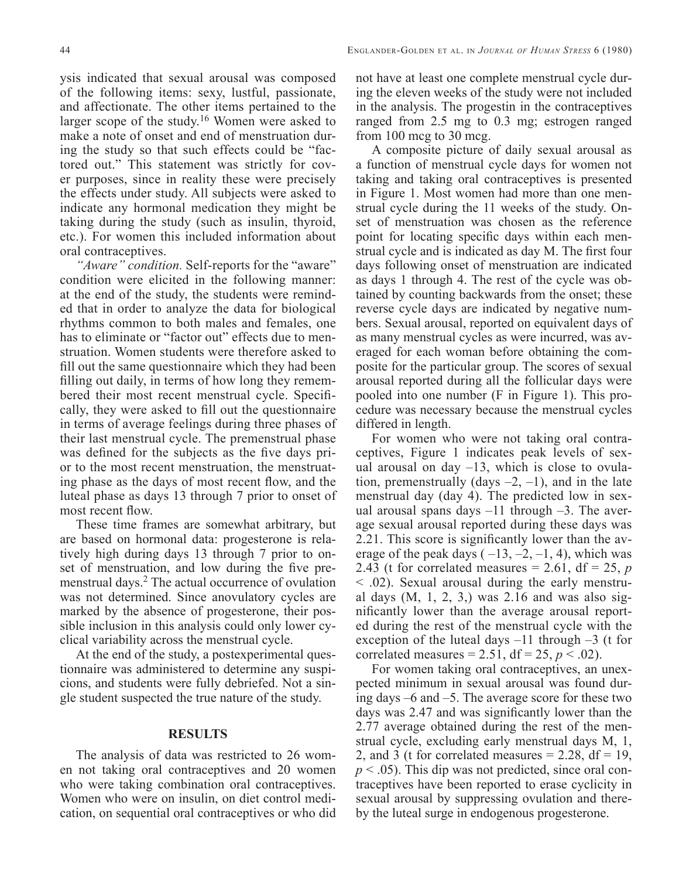ysis indicated that sexual arousal was composed of the following items: sexy, lustful, passionate, and affectionate. The other items pertained to the larger scope of the study.[16] Women were asked to make a note of onset and end of menstruation during the study so that such effects could be "factored out." This statement was strictly for cover purposes, since in reality these were precisely the effects under study. All subjects were asked to indicate any hormonal medication they might be taking during the study (such as insulin, thyroid, etc.). For women this included information about oral contraceptives.

*"Aware" condition.* Self-reports for the "aware" condition were elicited in the following manner: at the end of the study, the students were reminded that in order to analyze the data for biological rhythms common to both males and females, one has to eliminate or "factor out" effects due to menstruation. Women students were therefore asked to fill out the same questionnaire which they had been filling out daily, in terms of how long they remembered their most recent menstrual cycle. Specifically, they were asked to fill out the questionnaire in terms of average feelings during three phases of their last menstrual cycle. The premenstrual phase was defined for the subjects as the five days prior to the most recent menstruation, the menstruating phase as the days of most recent flow, and the luteal phase as days 13 through 7 prior to onset of most recent flow.

These time frames are somewhat arbitrary, but are based on hormonal data: progesterone is relatively high during days 13 through 7 prior to onset of menstruation, and low during the five premenstrual days.[2] The actual occurrence of ovulation was not determined. Since anovulatory cycles are marked by the absence of progesterone, their possible inclusion in this analysis could only lower cyclical variability across the menstrual cycle.

At the end of the study, a postexperimental questionnaire was administered to determine any suspicions, and students were fully debriefed. Not a single student suspected the true nature of the study.

## RESULTS

The analysis of data was restricted to 26 women not taking oral contraceptives and 20 women who were taking combination oral contraceptives. Women who were on insulin, on diet control medication, on sequential oral contraceptives or who did not have at least one complete menstrual cycle during the eleven weeks of the study were not included in the analysis. The progestin in the contraceptives ranged from 2.5 mg to 0.3 mg; estrogen ranged from 100 mcg to 30 mcg.

A composite picture of daily sexual arousal as a function of menstrual cycle days for women not taking and taking oral contraceptives is presented in Figure 1. Most women had more than one menstrual cycle during the 11 weeks of the study. Onset of menstruation was chosen as the reference point for locating specific days within each menstrual cycle and is indicated as day M. The first four days following onset of menstruation are indicated as days 1 through 4. The rest of the cycle was obtained by counting backwards from the onset; these reverse cycle days are indicated by negative numbers. Sexual arousal, reported on equivalent days of as many menstrual cycles as were incurred, was averaged for each woman before obtaining the composite for the particular group. The scores of sexual arousal reported during all the follicular days were pooled into one number (F in Figure 1). This procedure was necessary because the menstrual cycles differed in length.

For women who were not taking oral contraceptives, Figure 1 indicates peak levels of sexual arousal on day –13, which is close to ovulation, premenstrually (days –2, –1), and in the late menstrual day (day 4). The predicted low in sexual arousal spans days –11 through –3. The average sexual arousal reported during these days was 2.21. This score is significantly lower than the average of the peak days ( –13, –2, –1, 4), which was 2.43 (t for correlated measures = 2.61, df = 25, $p < .02$). Sexual arousal during the early menstrual days (M, 1, 2, 3,) was 2.16 and was also significantly lower than the average arousal reported during the rest of the menstrual cycle with the exception of the luteal days –11 through –3 (t for correlated measures = 2.51, df = 25, $p < .02$).

For women taking oral contraceptives, an unexpected minimum in sexual arousal was found during days –6 and –5. The average score for these two days was 2.47 and was significantly lower than the 2.77 average obtained during the rest of the menstrual cycle, excluding early menstrual days M, 1, 2, and 3 (t for correlated measures = 2.28, df = 19, $p < .05$). This dip was not predicted, since oral contraceptives have been reported to erase cyclicity in sexual arousal by suppressing ovulation and thereby the luteal surge in endogenous progesterone.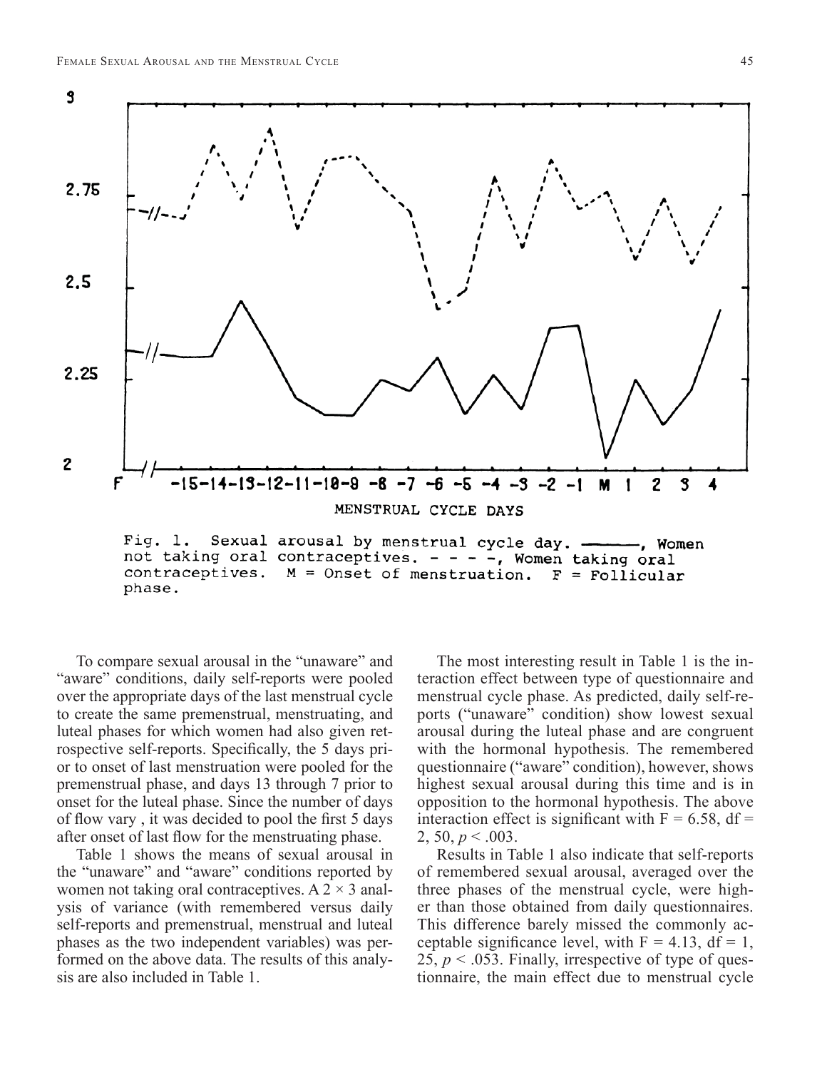Fig. 1. Sexual arousal by menstrual cycle day. ———, Women not taking oral contraceptives. - - - -, Women taking oral contraceptives. M = Onset of menstruation. F = Follicular phase.

To compare sexual arousal in the "unaware" and "aware" conditions, daily self-reports were pooled over the appropriate days of the last menstrual cycle to create the same premenstrual, menstruating, and luteal phases for which women had also given retrospective self-reports. Specifically, the 5 days prior to onset of last menstruation were pooled for the premenstrual phase, and days 13 through 7 prior to onset for the luteal phase. Since the number of days of flow vary , it was decided to pool the first 5 days after onset of last flow for the menstruating phase.

Table 1 shows the means of sexual arousal in the "unaware" and "aware" conditions reported by women not taking oral contraceptives. A $2 \times 3$ analysis of variance (with remembered versus daily self-reports and premenstrual, menstrual and luteal phases as the two independent variables) was performed on the above data. The results of this analysis are also included in Table 1.

The most interesting result in Table 1 is the interaction effect between type of questionnaire and menstrual cycle phase. As predicted, daily self-reports ("unaware" condition) show lowest sexual arousal during the luteal phase and are congruent with the hormonal hypothesis. The remembered questionnaire ("aware" condition), however, shows highest sexual arousal during this time and is in opposition to the hormonal hypothesis. The above interaction effect is significant with $F = 6.58$, $df = 2, 50$, $p < .003$.

Results in Table 1 also indicate that self-reports of remembered sexual arousal, averaged over the three phases of the menstrual cycle, were higher than those obtained from daily questionnaires. This difference barely missed the commonly acceptable significance level, with $F = 4.13$, $df = 1, 25$, $p < .053$. Finally, irrespective of type of questionnaire, the main effect due to menstrual cycle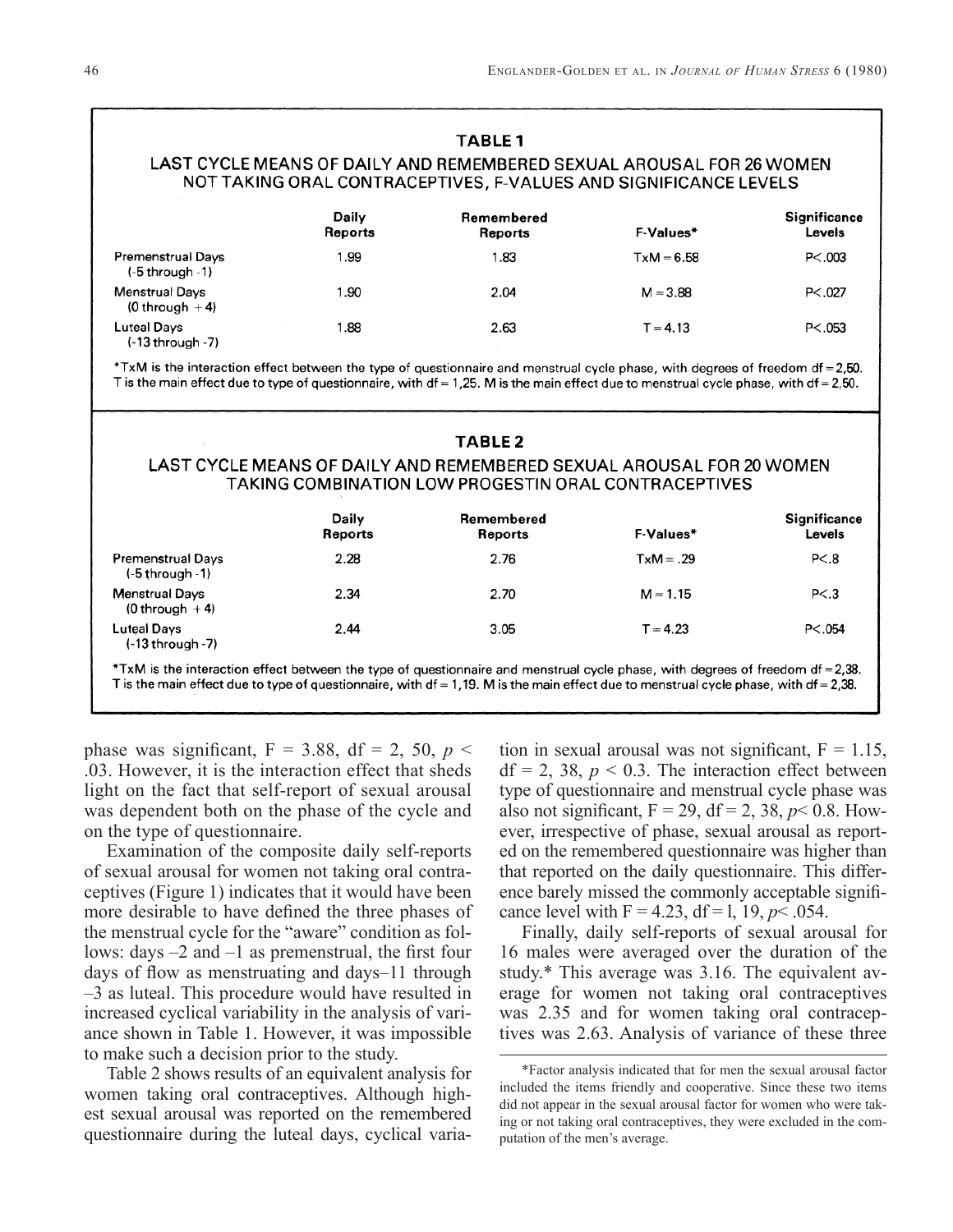**TABLE 1**

**LAST CYCLE MEANS OF DAILY AND REMEMBERED SEXUAL AROUSAL FOR 26 WOMEN NOT TAKING ORAL CONTRACEPTIVES, F-VALUES AND SIGNIFICANCE LEVELS**

| | Daily Reports | Remembered Reports | F-Values* | Significance Levels |
|---|---|---|---|---|
| Premenstrual Days (-5 through -1) | 1.99 | 1.83 | TxM = 6.58 | P<.003 |
| Menstrual Days (0 through +4) | 1.90 | 2.04 | M = 3.88 | P<.027 |
| Luteal Days (-13 through -7) | 1.88 | 2.63 | T = 4.13 | P<.053 |

*TxM is the interaction effect between the type of questionnaire and menstrual cycle phase, with degrees of freedom df = 2,50. T is the main effect due to type of questionnaire, with df = 1,25. M is the main effect due to menstrual cycle phase, with df = 2,50.

**TABLE 2**

**LAST CYCLE MEANS OF DAILY AND REMEMBERED SEXUAL AROUSAL FOR 20 WOMEN TAKING COMBINATION LOW PROGESTIN ORAL CONTRACEPTIVES**

| | Daily Reports | Remembered Reports | F-Values* | Significance Levels |
|---|---|---|---|---|
| Premenstrual Days (-5 through -1) | 2.28 | 2.76 | TxM = .29 | P<.8 |
| Menstrual Days (0 through +4) | 2.34 | 2.70 | M = 1.15 | P<.3 |
| Luteal Days (-13 through -7) | 2.44 | 3.05 | T = 4.23 | P<.054 |

*TxM is the interaction effect between the type of questionnaire and menstrual cycle phase, with degrees of freedom df = 2,38. T is the main effect due to type of questionnaire, with df = 1,19. M is the main effect due to menstrual cycle phase, with df = 2,38.

phase was significant, F = 3.88, df = 2, 50, $p < .03$. However, it is the interaction effect that sheds light on the fact that self-report of sexual arousal was dependent both on the phase of the cycle and on the type of questionnaire.

Examination of the composite daily self-reports of sexual arousal for women not taking oral contraceptives (Figure 1) indicates that it would have been more desirable to have defined the three phases of the menstrual cycle for the "aware" condition as follows: days –2 and –1 as premenstrual, the first four days of flow as menstruating and days–11 through –3 as luteal. This procedure would have resulted in increased cyclical variability in the analysis of variance shown in Table 1. However, it was impossible to make such a decision prior to the study.

Table 2 shows results of an equivalent analysis for women taking oral contraceptives. Although highest sexual arousal was reported on the remembered questionnaire during the luteal days, cyclical variation in sexual arousal was not significant, F = 1.15, df = 2, 38, $p < 0.3$. The interaction effect between type of questionnaire and menstrual cycle phase was also not significant, F = 29, df = 2, 38, $p < 0.8$. However, irrespective of phase, sexual arousal as reported on the remembered questionnaire was higher than that reported on the daily questionnaire. This difference barely missed the commonly acceptable significance level with F = 4.23, df = l, 19, $p < .054$.

Finally, daily self-reports of sexual arousal for 16 males were averaged over the duration of the study.* This average was 3.16. The equivalent average for women not taking oral contraceptives was 2.35 and for women taking oral contraceptives was 2.63. Analysis of variance of these three

*Factor analysis indicated that for men the sexual arousal factor included the items friendly and cooperative. Since these two items did not appear in the sexual arousal factor for women who were taking or not taking oral contraceptives, they were excluded in the computation of the men's average.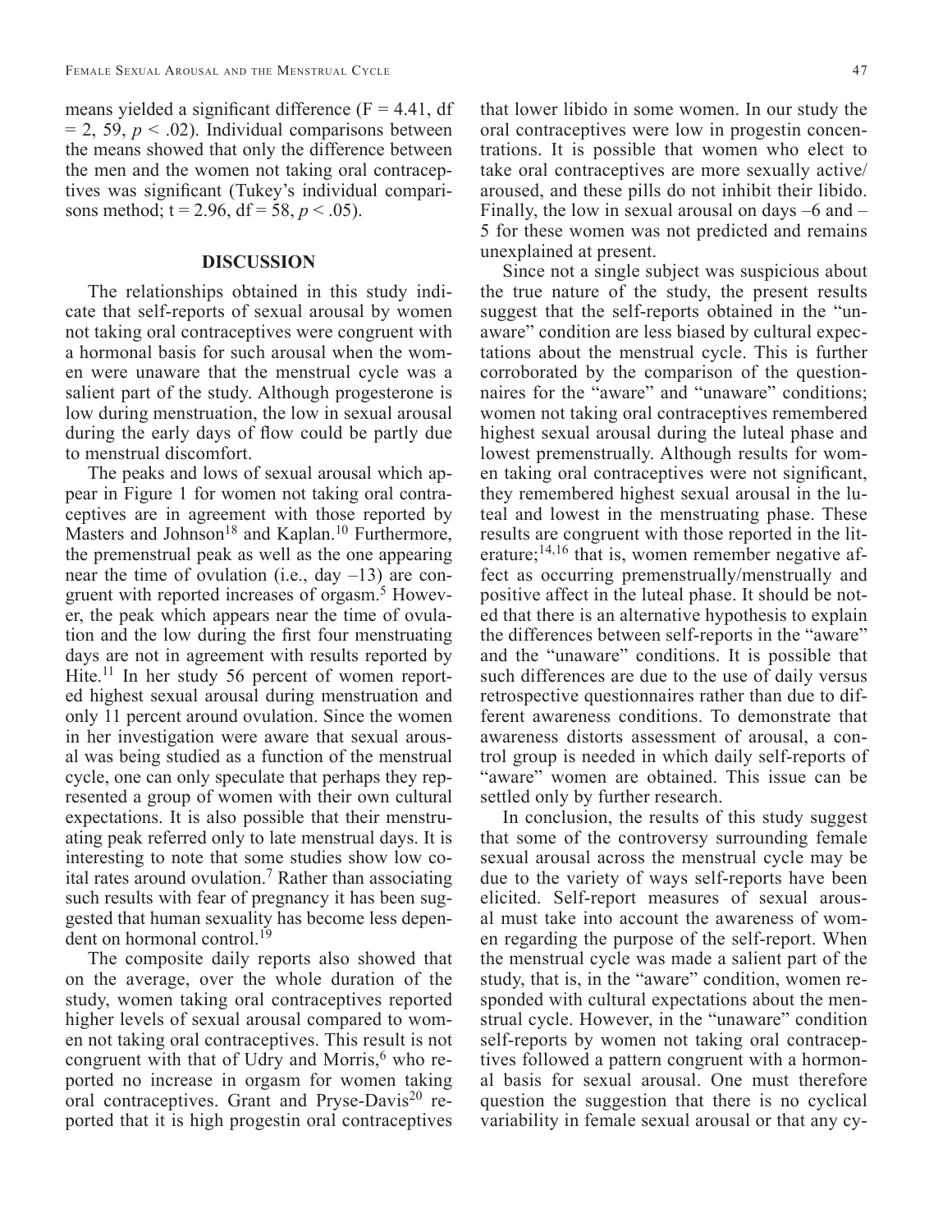means yielded a significant difference ($F = 4.41$, df $= 2, 59$, $p < .02$). Individual comparisons between the means showed that only the difference between the men and the women not taking oral contraceptives was significant (Tukey's individual comparisons method; $t = 2.96$, df $= 58$, $p < .05$).

## DISCUSSION

The relationships obtained in this study indicate that self-reports of sexual arousal by women not taking oral contraceptives were congruent with a hormonal basis for such arousal when the women were unaware that the menstrual cycle was a salient part of the study. Although progesterone is low during menstruation, the low in sexual arousal during the early days of flow could be partly due to menstrual discomfort.

The peaks and lows of sexual arousal which appear in Figure 1 for women not taking oral contraceptives are in agreement with those reported by Masters and Johnson[18] and Kaplan.[10] Furthermore, the premenstrual peak as well as the one appearing near the time of ovulation (i.e., day –13) are congruent with reported increases of orgasm.[5] However, the peak which appears near the time of ovulation and the low during the first four menstruating days are not in agreement with results reported by Hite.[11] In her study 56 percent of women reported highest sexual arousal during menstruation and only 11 percent around ovulation. Since the women in her investigation were aware that sexual arousal was being studied as a function of the menstrual cycle, one can only speculate that perhaps they represented a group of women with their own cultural expectations. It is also possible that their menstruating peak referred only to late menstrual days. It is interesting to note that some studies show low coital rates around ovulation.[7] Rather than associating such results with fear of pregnancy it has been suggested that human sexuality has become less dependent on hormonal control.[19]

The composite daily reports also showed that on the average, over the whole duration of the study, women taking oral contraceptives reported higher levels of sexual arousal compared to women not taking oral contraceptives. This result is not congruent with that of Udry and Morris,[6] who reported no increase in orgasm for women taking oral contraceptives. Grant and Pryse-Davis[20] reported that it is high progestin oral contraceptives that lower libido in some women. In our study the oral contraceptives were low in progestin concentrations. It is possible that women who elect to take oral contraceptives are more sexually active/aroused, and these pills do not inhibit their libido. Finally, the low in sexual arousal on days –6 and –5 for these women was not predicted and remains unexplained at present.

Since not a single subject was suspicious about the true nature of the study, the present results suggest that the self-reports obtained in the "unaware" condition are less biased by cultural expectations about the menstrual cycle. This is further corroborated by the comparison of the questionnaires for the "aware" and "unaware" conditions; women not taking oral contraceptives remembered highest sexual arousal during the luteal phase and lowest premenstrually. Although results for women taking oral contraceptives were not significant, they remembered highest sexual arousal in the luteal and lowest in the menstruating phase. These results are congruent with those reported in the literature;[14,16] that is, women remember negative affect as occurring premenstrually/menstrually and positive affect in the luteal phase. It should be noted that there is an alternative hypothesis to explain the differences between self-reports in the "aware" and the "unaware" conditions. It is possible that such differences are due to the use of daily versus retrospective questionnaires rather than due to different awareness conditions. To demonstrate that awareness distorts assessment of arousal, a control group is needed in which daily self-reports of "aware" women are obtained. This issue can be settled only by further research.

In conclusion, the results of this study suggest that some of the controversy surrounding female sexual arousal across the menstrual cycle may be due to the variety of ways self-reports have been elicited. Self-report measures of sexual arousal must take into account the awareness of women regarding the purpose of the self-report. When the menstrual cycle was made a salient part of the study, that is, in the "aware" condition, women responded with cultural expectations about the menstrual cycle. However, in the "unaware" condition self-reports by women not taking oral contraceptives followed a pattern congruent with a hormonal basis for sexual arousal. One must therefore question the suggestion that there is no cyclical variability in female sexual arousal or that any cy-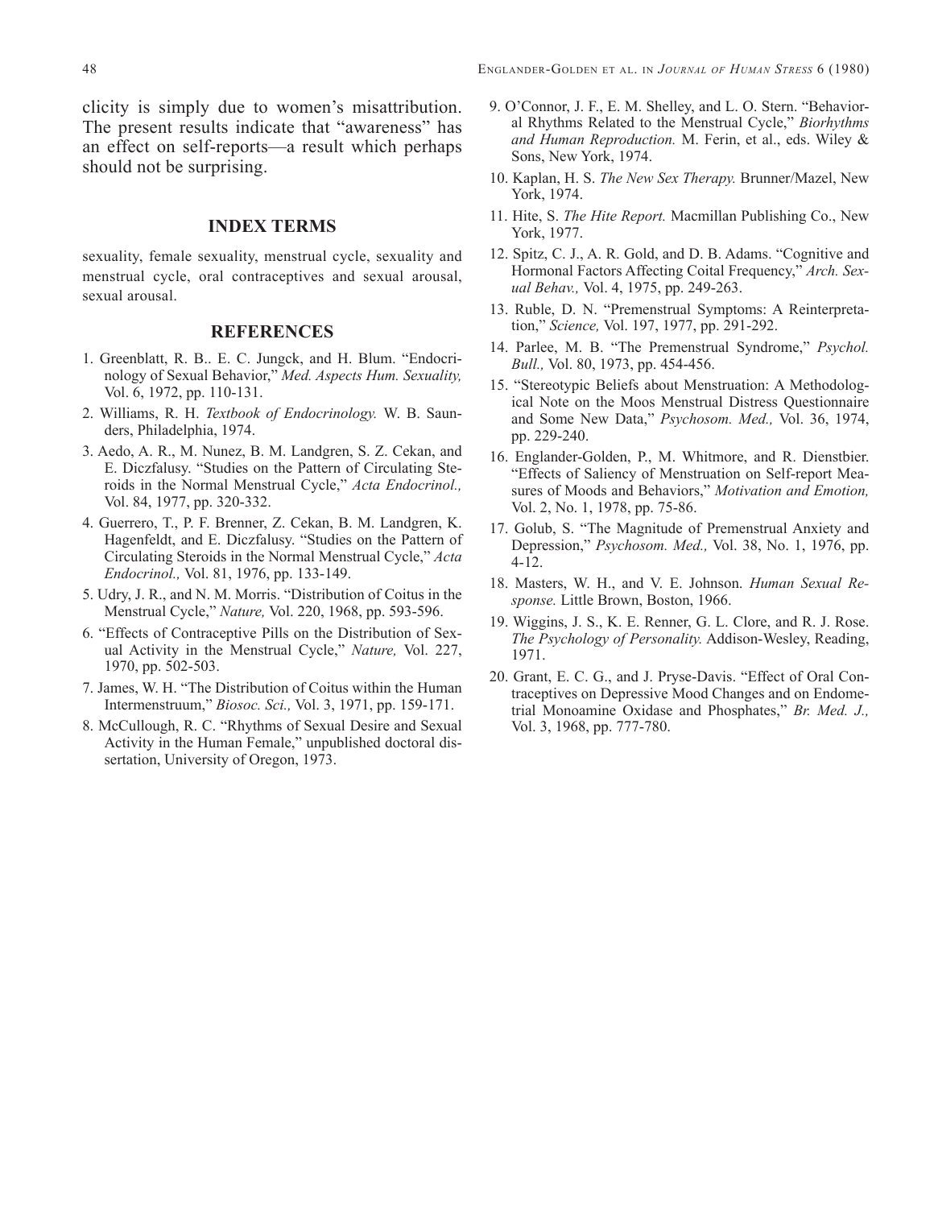clicity is simply due to women's misattribution. The present results indicate that "awareness" has an effect on self-reports—a result which perhaps should not be surprising.

## INDEX TERMS

sexuality, female sexuality, menstrual cycle, sexuality and menstrual cycle, oral contraceptives and sexual arousal, sexual arousal.

## REFERENCES

1. Greenblatt, R. B.. E. C. Jungck, and H. Blum. "Endocrinology of Sexual Behavior," *Med. Aspects Hum. Sexuality,* Vol. 6, 1972, pp. 110-131.
2. Williams, R. H. *Textbook of Endocrinology.* W. B. Saunders, Philadelphia, 1974.
3. Aedo, A. R., M. Nunez, B. M. Landgren, S. Z. Cekan, and E. Diczfalusy. "Studies on the Pattern of Circulating Steroids in the Normal Menstrual Cycle," *Acta Endocrinol.,* Vol. 84, 1977, pp. 320-332.
4. Guerrero, T., P. F. Brenner, Z. Cekan, B. M. Landgren, K. Hagenfeldt, and E. Diczfalusy. "Studies on the Pattern of Circulating Steroids in the Normal Menstrual Cycle," *Acta Endocrinol.,* Vol. 81, 1976, pp. 133-149.
5. Udry, J. R., and N. M. Morris. "Distribution of Coitus in the Menstrual Cycle," *Nature,* Vol. 220, 1968, pp. 593-596.
6. "Effects of Contraceptive Pills on the Distribution of Sexual Activity in the Menstrual Cycle," *Nature,* Vol. 227, 1970, pp. 502-503.
7. James, W. H. "The Distribution of Coitus within the Human Intermenstruum," *Biosoc. Sci.,* Vol. 3, 1971, pp. 159-171.
8. McCullough, R. C. "Rhythms of Sexual Desire and Sexual Activity in the Human Female," unpublished doctoral dissertation, University of Oregon, 1973.
9. O'Connor, J. F., E. M. Shelley, and L. O. Stern. "Behavioral Rhythms Related to the Menstrual Cycle," *Biorhythms and Human Reproduction.* M. Ferin, et al., eds. Wiley & Sons, New York, 1974.
10. Kaplan, H. S. *The New Sex Therapy.* Brunner/Mazel, New York, 1974.
11. Hite, S. *The Hite Report.* Macmillan Publishing Co., New York, 1977.
12. Spitz, C. J., A. R. Gold, and D. B. Adams. "Cognitive and Hormonal Factors Affecting Coital Frequency," *Arch. Sexual Behav.,* Vol. 4, 1975, pp. 249-263.
13. Ruble, D. N. "Premenstrual Symptoms: A Reinterpretation," *Science,* Vol. 197, 1977, pp. 291-292.
14. Parlee, M. B. "The Premenstrual Syndrome," *Psychol. Bull.,* Vol. 80, 1973, pp. 454-456.
15. "Stereotypic Beliefs about Menstruation: A Methodological Note on the Moos Menstrual Distress Questionnaire and Some New Data," *Psychosom. Med.,* Vol. 36, 1974, pp. 229-240.
16. Englander-Golden, P., M. Whitmore, and R. Dienstbier. "Effects of Saliency of Menstruation on Self-report Measures of Moods and Behaviors," *Motivation and Emotion,* Vol. 2, No. 1, 1978, pp. 75-86.
17. Golub, S. "The Magnitude of Premenstrual Anxiety and Depression," *Psychosom. Med.,* Vol. 38, No. 1, 1976, pp. 4-12.
18. Masters, W. H., and V. E. Johnson. *Human Sexual Response.* Little Brown, Boston, 1966.
19. Wiggins, J. S., K. E. Renner, G. L. Clore, and R. J. Rose. *The Psychology of Personality.* Addison-Wesley, Reading, 1971.
20. Grant, E. C. G., and J. Pryse-Davis. "Effect of Oral Contraceptives on Depressive Mood Changes and on Endometrial Monoamine Oxidase and Phosphates," *Br. Med. J.,* Vol. 3, 1968, pp. 777-780.